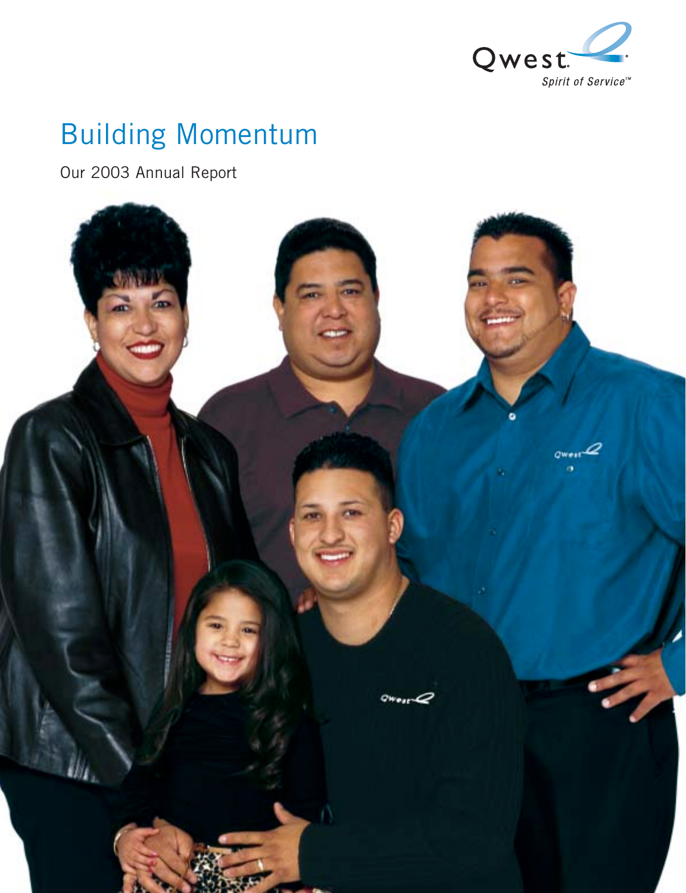Qwest. Spirit of Service™

# Building Momentum

Our 2003 Annual Report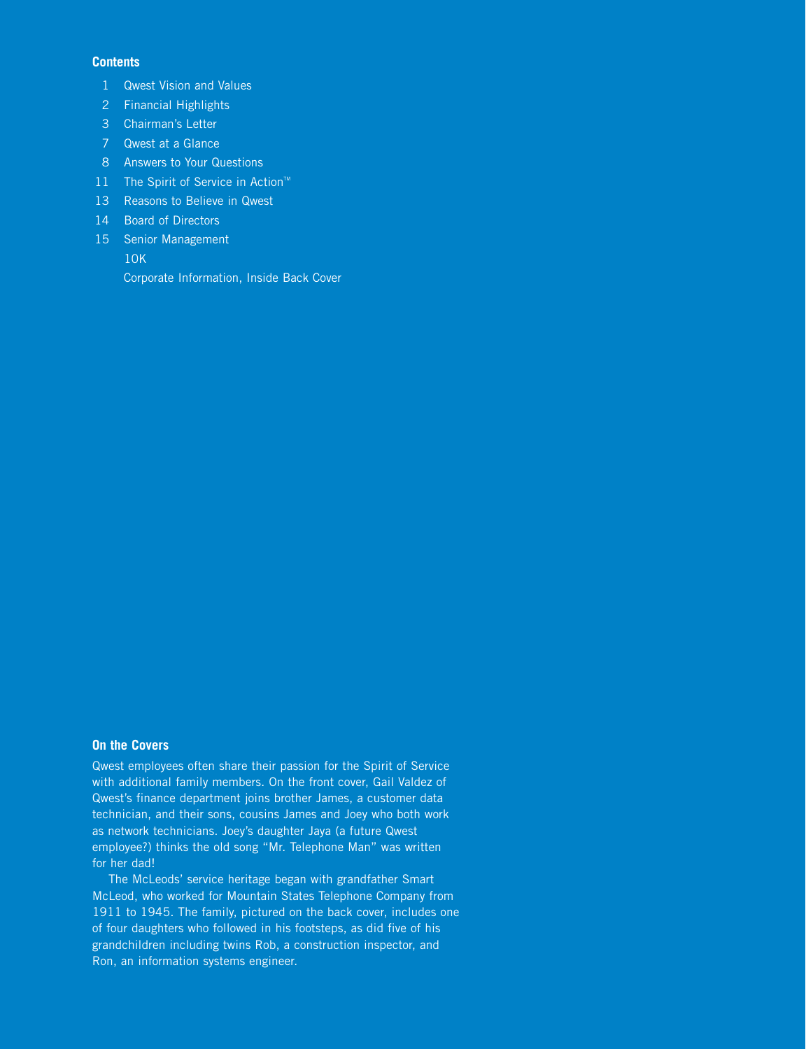## Contents

| | |
|---|---|
| 1 | Qwest Vision and Values |
| 2 | Financial Highlights |
| 3 | Chairman's Letter |
| 7 | Qwest at a Glance |
| 8 | Answers to Your Questions |
| 11 | The Spirit of Service in Action™ |
| 13 | Reasons to Believe in Qwest |
| 14 | Board of Directors |
| 15 | Senior Management |
| | 10K |
| | Corporate Information, Inside Back Cover |

## On the Covers

Qwest employees often share their passion for the Spirit of Service with additional family members. On the front cover, Gail Valdez of Qwest's finance department joins brother James, a customer data technician, and their sons, cousins James and Joey who both work as network technicians. Joey's daughter Jaya (a future Qwest employee?) thinks the old song "Mr. Telephone Man" was written for her dad!

The McLeods' service heritage began with grandfather Smart McLeod, who worked for Mountain States Telephone Company from 1911 to 1945. The family, pictured on the back cover, includes one of four daughters who followed in his footsteps, as did five of his grandchildren including twins Rob, a construction inspector, and Ron, an information systems engineer.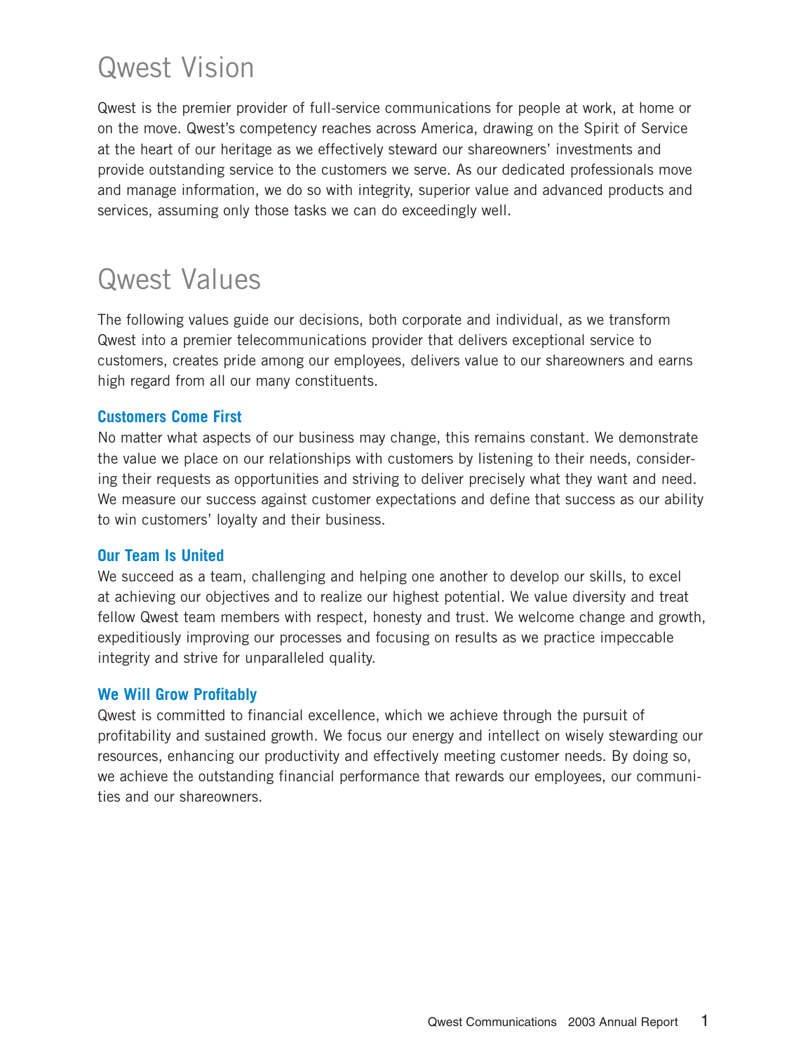# Qwest Vision

Qwest is the premier provider of full-service communications for people at work, at home or on the move. Qwest's competency reaches across America, drawing on the Spirit of Service at the heart of our heritage as we effectively steward our shareowners' investments and provide outstanding service to the customers we serve. As our dedicated professionals move and manage information, we do so with integrity, superior value and advanced products and services, assuming only those tasks we can do exceedingly well.

# Qwest Values

The following values guide our decisions, both corporate and individual, as we transform Qwest into a premier telecommunications provider that delivers exceptional service to customers, creates pride among our employees, delivers value to our shareowners and earns high regard from all our many constituents.

### Customers Come First

No matter what aspects of our business may change, this remains constant. We demonstrate the value we place on our relationships with customers by listening to their needs, considering their requests as opportunities and striving to deliver precisely what they want and need. We measure our success against customer expectations and define that success as our ability to win customers' loyalty and their business.

### Our Team Is United

We succeed as a team, challenging and helping one another to develop our skills, to excel at achieving our objectives and to realize our highest potential. We value diversity and treat fellow Qwest team members with respect, honesty and trust. We welcome change and growth, expeditiously improving our processes and focusing on results as we practice impeccable integrity and strive for unparalleled quality.

### We Will Grow Profitably

Qwest is committed to financial excellence, which we achieve through the pursuit of profitability and sustained growth. We focus our energy and intellect on wisely stewarding our resources, enhancing our productivity and effectively meeting customer needs. By doing so, we achieve the outstanding financial performance that rewards our employees, our communities and our shareowners.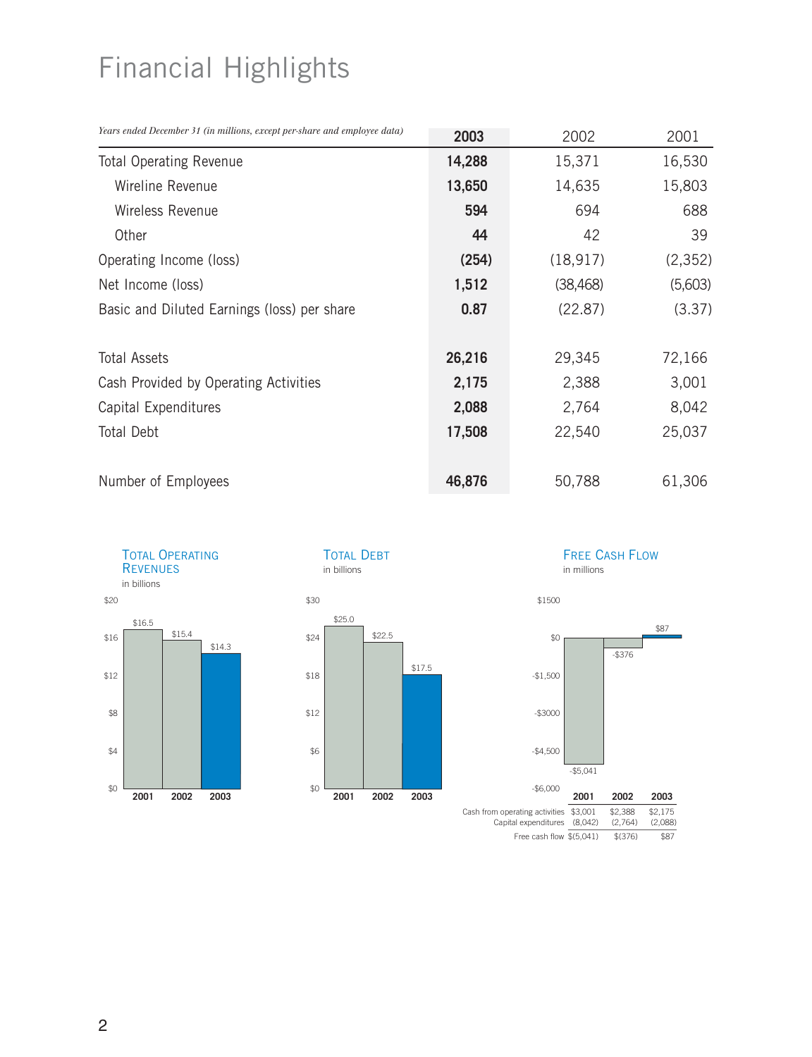# Financial Highlights

| *Years ended December 31 (in millions, except per-share and employee data)* | **2003** | 2002 | 2001 |
|---|---|---|---|
| Total Operating Revenue | **14,288** | 15,371 | 16,530 |
| Wireline Revenue | **13,650** | 14,635 | 15,803 |
| Wireless Revenue | **594** | 694 | 688 |
| Other | **44** | 42 | 39 |
| Operating Income (loss) | **(254)** | (18,917) | (2,352) |
| Net Income (loss) | **1,512** | (38,468) | (5,603) |
| Basic and Diluted Earnings (loss) per share | **0.87** | (22.87) | (3.37) |
| Total Assets | **26,216** | 29,345 | 72,166 |
| Cash Provided by Operating Activities | **2,175** | 2,388 | 3,001 |
| Capital Expenditures | **2,088** | 2,764 | 8,042 |
| Total Debt | **17,508** | 22,540 | 25,037 |
| Number of Employees | **46,876** | 50,788 | 61,306 |

**Total Operating Revenues** in billions

| | 2001 | 2002 | 2003 |
|---|---|---|---|
| Total Operating Revenues | $16.5 | $15.4 | $14.3 |

**Total Debt** in billions

| | 2001 | 2002 | 2003 |
|---|---|---|---|
| Total Debt | $25.0 | $22.5 | $17.5 |

**Free Cash Flow** in millions

| | 2001 | 2002 | 2003 |
|---|---|---|---|
| Cash from operating activities | $3,001 | $2,388 | $2,175 |
| Capital expenditures | (8,042) | (2,764) | (2,088) |
| Free cash flow | $(5,041) | $(376) | $87 |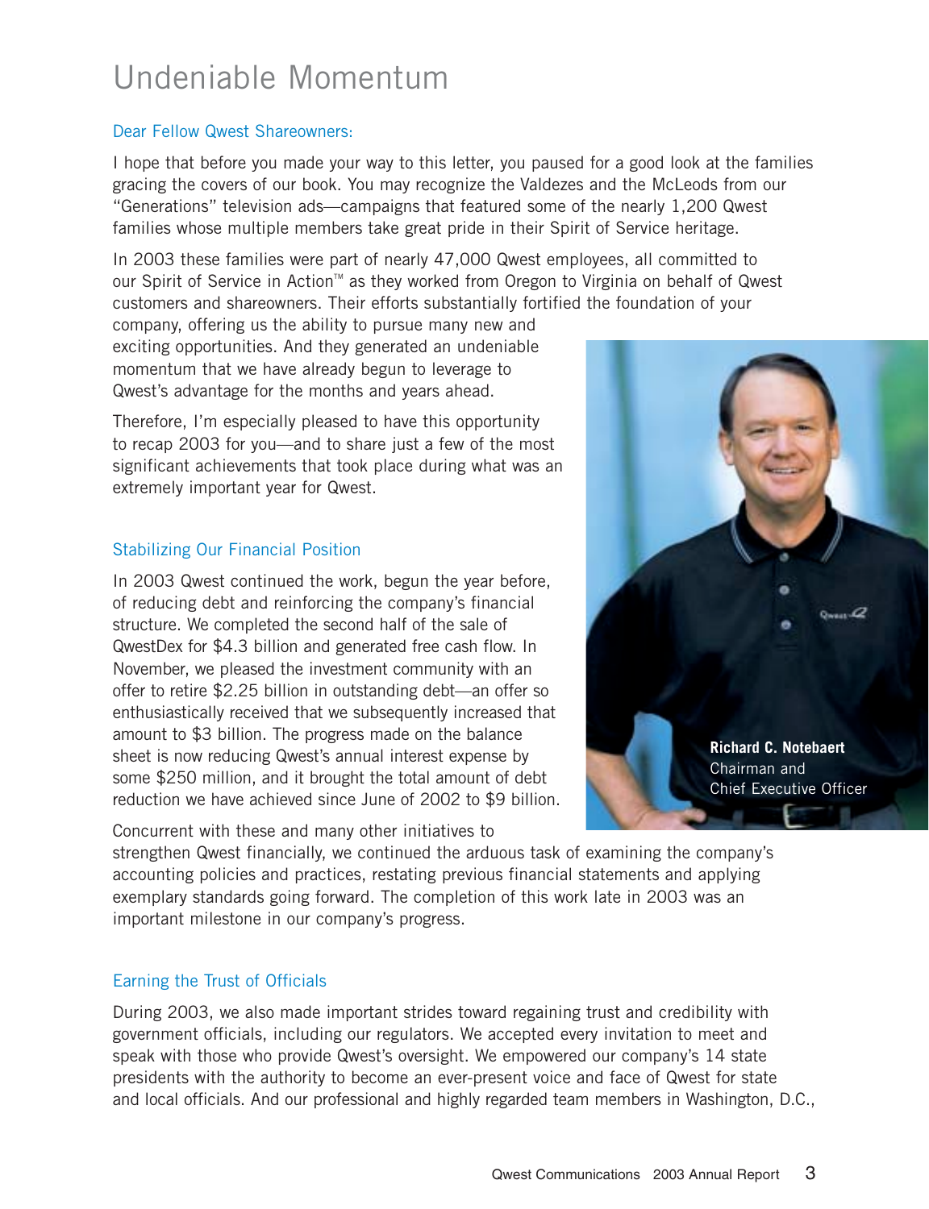# Undeniable Momentum

Dear Fellow Qwest Shareowners:

I hope that before you made your way to this letter, you paused for a good look at the families gracing the covers of our book. You may recognize the Valdezes and the McLeods from our "Generations" television ads—campaigns that featured some of the nearly 1,200 Qwest families whose multiple members take great pride in their Spirit of Service heritage.

In 2003 these families were part of nearly 47,000 Qwest employees, all committed to our Spirit of Service in Action™ as they worked from Oregon to Virginia on behalf of Qwest customers and shareowners. Their efforts substantially fortified the foundation of your company, offering us the ability to pursue many new and exciting opportunities. And they generated an undeniable momentum that we have already begun to leverage to Qwest's advantage for the months and years ahead.

Therefore, I'm especially pleased to have this opportunity to recap 2003 for you—and to share just a few of the most significant achievements that took place during what was an extremely important year for Qwest.

**Richard C. Notebaert**
Chairman and
Chief Executive Officer

## Stabilizing Our Financial Position

In 2003 Qwest continued the work, begun the year before, of reducing debt and reinforcing the company's financial structure. We completed the second half of the sale of QwestDex for $4.3 billion and generated free cash flow. In November, we pleased the investment community with an offer to retire $2.25 billion in outstanding debt—an offer so enthusiastically received that we subsequently increased that amount to $3 billion. The progress made on the balance sheet is now reducing Qwest's annual interest expense by some $250 million, and it brought the total amount of debt reduction we have achieved since June of 2002 to $9 billion.

Concurrent with these and many other initiatives to strengthen Qwest financially, we continued the arduous task of examining the company's accounting policies and practices, restating previous financial statements and applying exemplary standards going forward. The completion of this work late in 2003 was an important milestone in our company's progress.

## Earning the Trust of Officials

During 2003, we also made important strides toward regaining trust and credibility with government officials, including our regulators. We accepted every invitation to meet and speak with those who provide Qwest's oversight. We empowered our company's 14 state presidents with the authority to become an ever-present voice and face of Qwest for state and local officials. And our professional and highly regarded team members in Washington, D.C.,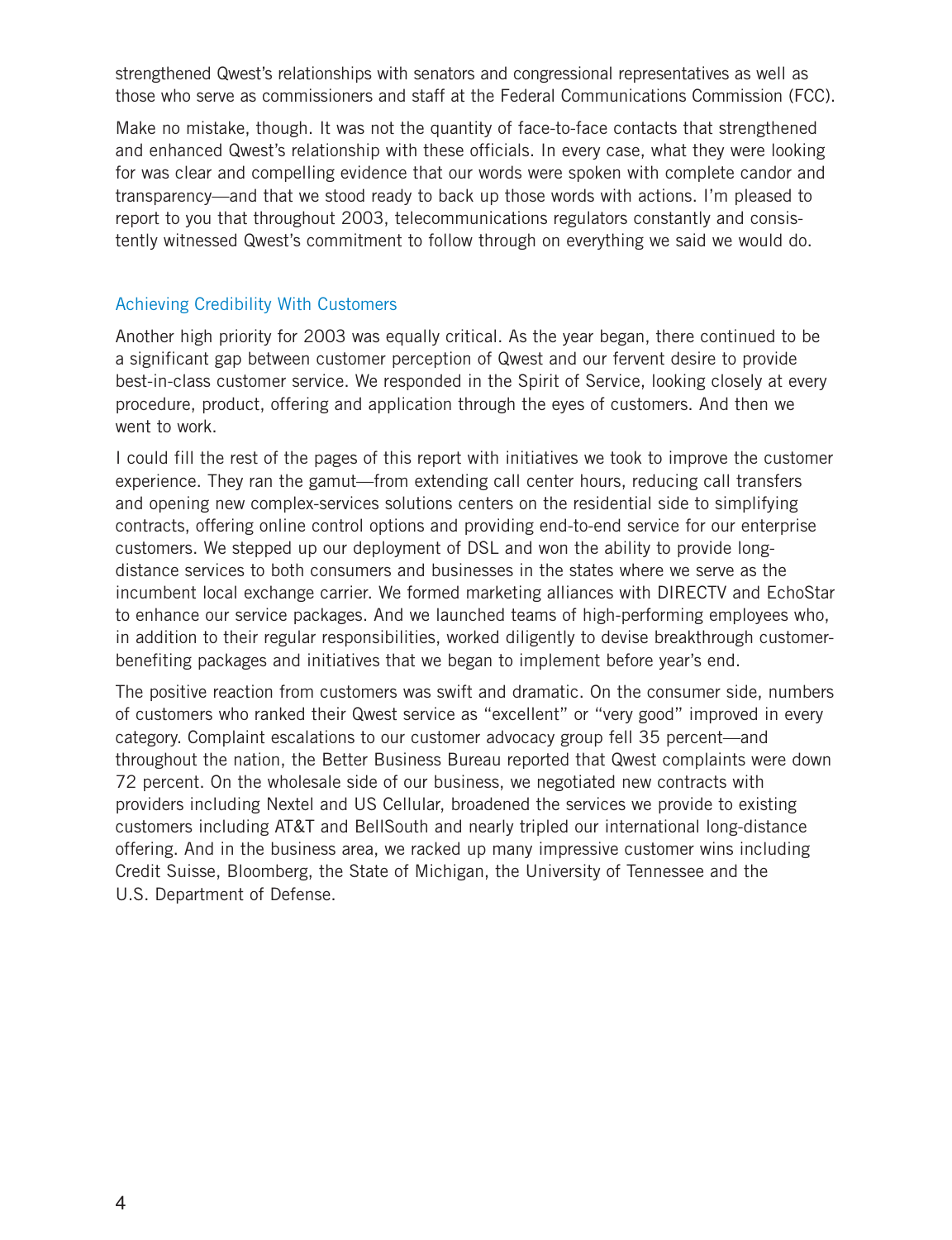strengthened Qwest's relationships with senators and congressional representatives as well as those who serve as commissioners and staff at the Federal Communications Commission (FCC).

Make no mistake, though. It was not the quantity of face-to-face contacts that strengthened and enhanced Qwest's relationship with these officials. In every case, what they were looking for was clear and compelling evidence that our words were spoken with complete candor and transparency—and that we stood ready to back up those words with actions. I'm pleased to report to you that throughout 2003, telecommunications regulators constantly and consistently witnessed Qwest's commitment to follow through on everything we said we would do.

## Achieving Credibility With Customers

Another high priority for 2003 was equally critical. As the year began, there continued to be a significant gap between customer perception of Qwest and our fervent desire to provide best-in-class customer service. We responded in the Spirit of Service, looking closely at every procedure, product, offering and application through the eyes of customers. And then we went to work.

I could fill the rest of the pages of this report with initiatives we took to improve the customer experience. They ran the gamut—from extending call center hours, reducing call transfers and opening new complex-services solutions centers on the residential side to simplifying contracts, offering online control options and providing end-to-end service for our enterprise customers. We stepped up our deployment of DSL and won the ability to provide long-distance services to both consumers and businesses in the states where we serve as the incumbent local exchange carrier. We formed marketing alliances with DIRECTV and EchoStar to enhance our service packages. And we launched teams of high-performing employees who, in addition to their regular responsibilities, worked diligently to devise breakthrough customer-benefiting packages and initiatives that we began to implement before year's end.

The positive reaction from customers was swift and dramatic. On the consumer side, numbers of customers who ranked their Qwest service as "excellent" or "very good" improved in every category. Complaint escalations to our customer advocacy group fell 35 percent—and throughout the nation, the Better Business Bureau reported that Qwest complaints were down 72 percent. On the wholesale side of our business, we negotiated new contracts with providers including Nextel and US Cellular, broadened the services we provide to existing customers including AT&T and BellSouth and nearly tripled our international long-distance offering. And in the business area, we racked up many impressive customer wins including Credit Suisse, Bloomberg, the State of Michigan, the University of Tennessee and the U.S. Department of Defense.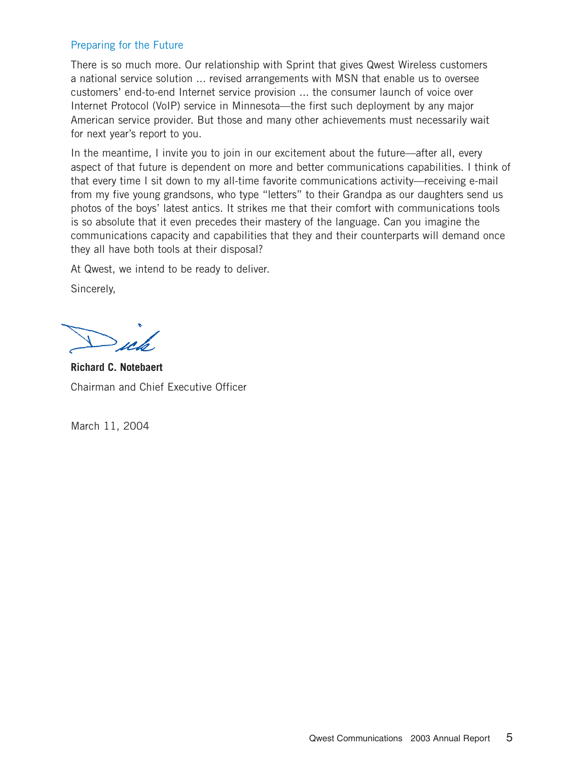## Preparing for the Future

There is so much more. Our relationship with Sprint that gives Qwest Wireless customers a national service solution ... revised arrangements with MSN that enable us to oversee customers' end-to-end Internet service provision ... the consumer launch of voice over Internet Protocol (VoIP) service in Minnesota—the first such deployment by any major American service provider. But those and many other achievements must necessarily wait for next year's report to you.

In the meantime, I invite you to join in our excitement about the future—after all, every aspect of that future is dependent on more and better communications capabilities. I think of that every time I sit down to my all-time favorite communications activity—receiving e-mail from my five young grandsons, who type "letters" to their Grandpa as our daughters send us photos of the boys' latest antics. It strikes me that their comfort with communications tools is so absolute that it even precedes their mastery of the language. Can you imagine the communications capacity and capabilities that they and their counterparts will demand once they all have both tools at their disposal?

At Qwest, we intend to be ready to deliver.

Sincerely,

Dick

**Richard C. Notebaert**
Chairman and Chief Executive Officer

March 11, 2004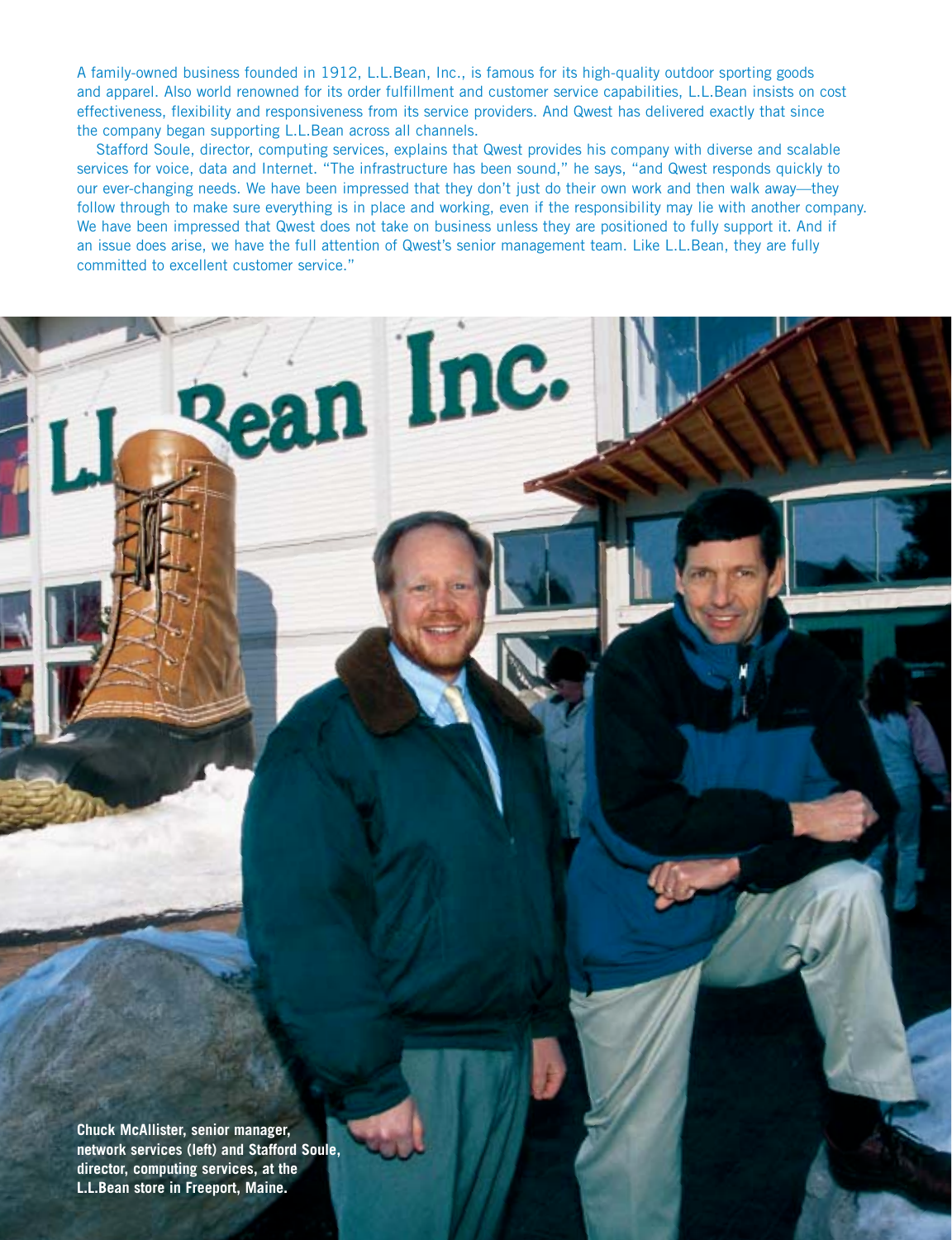A family-owned business founded in 1912, L.L.Bean, Inc., is famous for its high-quality outdoor sporting goods and apparel. Also world renowned for its order fulfillment and customer service capabilities, L.L.Bean insists on cost effectiveness, flexibility and responsiveness from its service providers. And Qwest has delivered exactly that since the company began supporting L.L.Bean across all channels.

Stafford Soule, director, computing services, explains that Qwest provides his company with diverse and scalable services for voice, data and Internet. "The infrastructure has been sound," he says, "and Qwest responds quickly to our ever-changing needs. We have been impressed that they don't just do their own work and then walk away—they follow through to make sure everything is in place and working, even if the responsibility may lie with another company. We have been impressed that Qwest does not take on business unless they are positioned to fully support it. And if an issue does arise, we have the full attention of Qwest's senior management team. Like L.L.Bean, they are fully committed to excellent customer service."

**Chuck McAllister, senior manager, network services (left) and Stafford Soule, director, computing services, at the L.L.Bean store in Freeport, Maine.**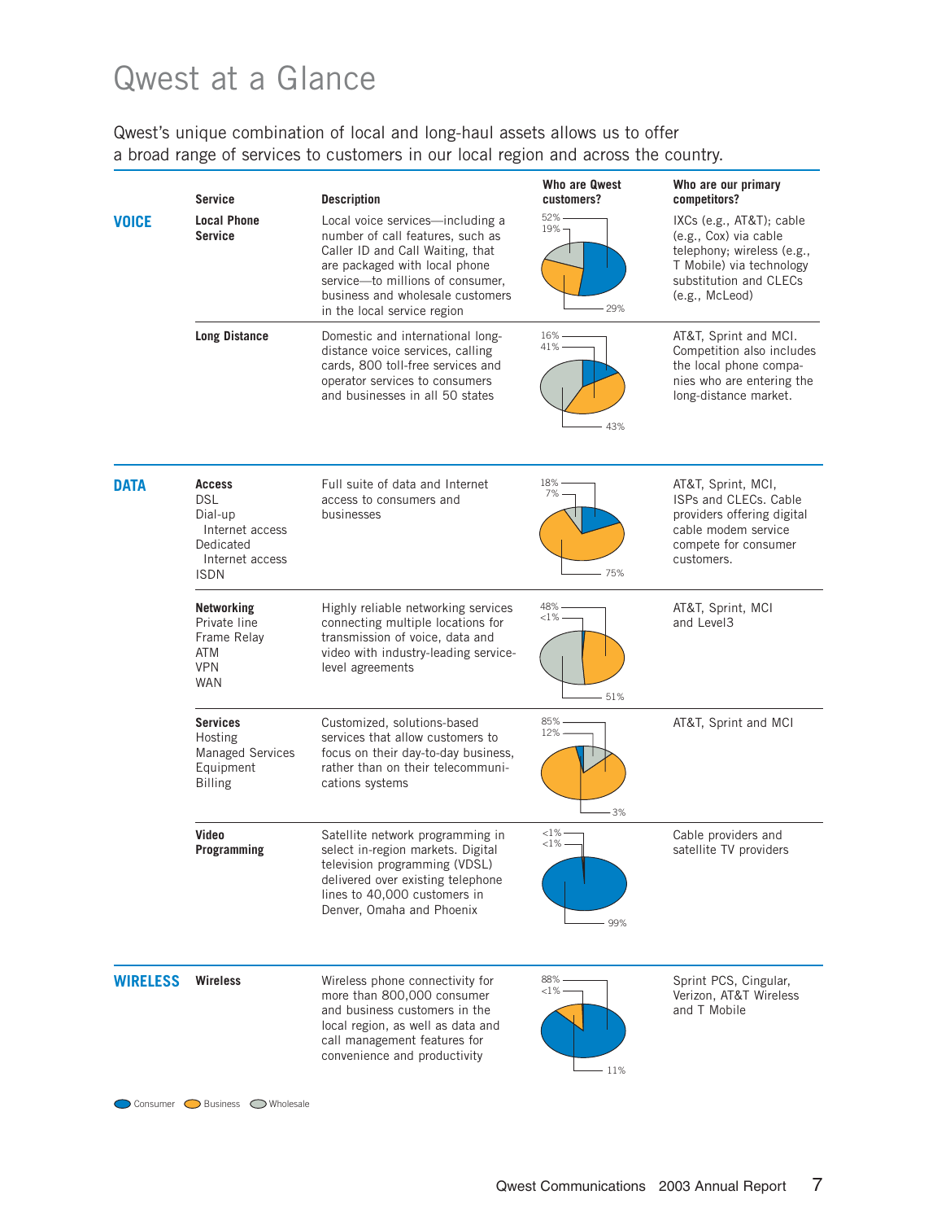# Qwest at a Glance

Qwest's unique combination of local and long-haul assets allows us to offer a broad range of services to customers in our local region and across the country.

| Category | Service | Description | Who are Qwest customers? | Who are our primary competitors? |
|---|---|---|---|---|
| **VOICE** | **Local Phone Service** | Local voice services—including a number of call features, such as Caller ID and Call Waiting, that are packaged with local phone service—to millions of consumer, business and wholesale customers in the local service region | 52%, 19%, 29% | IXCs (e.g., AT&T); cable (e.g., Cox) via cable telephony; wireless (e.g., T Mobile) via technology substitution and CLECs (e.g., McLeod) |
| | **Long Distance** | Domestic and international long-distance voice services, calling cards, 800 toll-free services and operator services to consumers and businesses in all 50 states | 16%, 41%, 43% | AT&T, Sprint and MCI. Competition also includes the local phone companies who are entering the long-distance market. |
| **DATA** | **Access** DSL, Dial-up Internet access, Dedicated Internet access, ISDN | Full suite of data and Internet access to consumers and businesses | 18%, 7%, 75% | AT&T, Sprint, MCI, ISPs and CLECs. Cable providers offering digital cable modem service compete for consumer customers. |
| | **Networking** Private line, Frame Relay, ATM, VPN, WAN | Highly reliable networking services connecting multiple locations for transmission of voice, data and video with industry-leading service-level agreements | 48%, <1%, 51% | AT&T, Sprint, MCI and Level3 |
| | **Services** Hosting, Managed Services, Equipment, Billing | Customized, solutions-based services that allow customers to focus on their day-to-day business, rather than on their telecommunications systems | 85%, 12%, 3% | AT&T, Sprint and MCI |
| | **Video Programming** | Satellite network programming in select in-region markets. Digital television programming (VDSL) delivered over existing telephone lines to 40,000 customers in Denver, Omaha and Phoenix | <1%, <1%, 99% | Cable providers and satellite TV providers |
| **WIRELESS** | **Wireless** | Wireless phone connectivity for more than 800,000 consumer and business customers in the local region, as well as data and call management features for convenience and productivity | 88%, <1%, 11% | Sprint PCS, Cingular, Verizon, AT&T Wireless and T Mobile |

Consumer | Business | Wholesale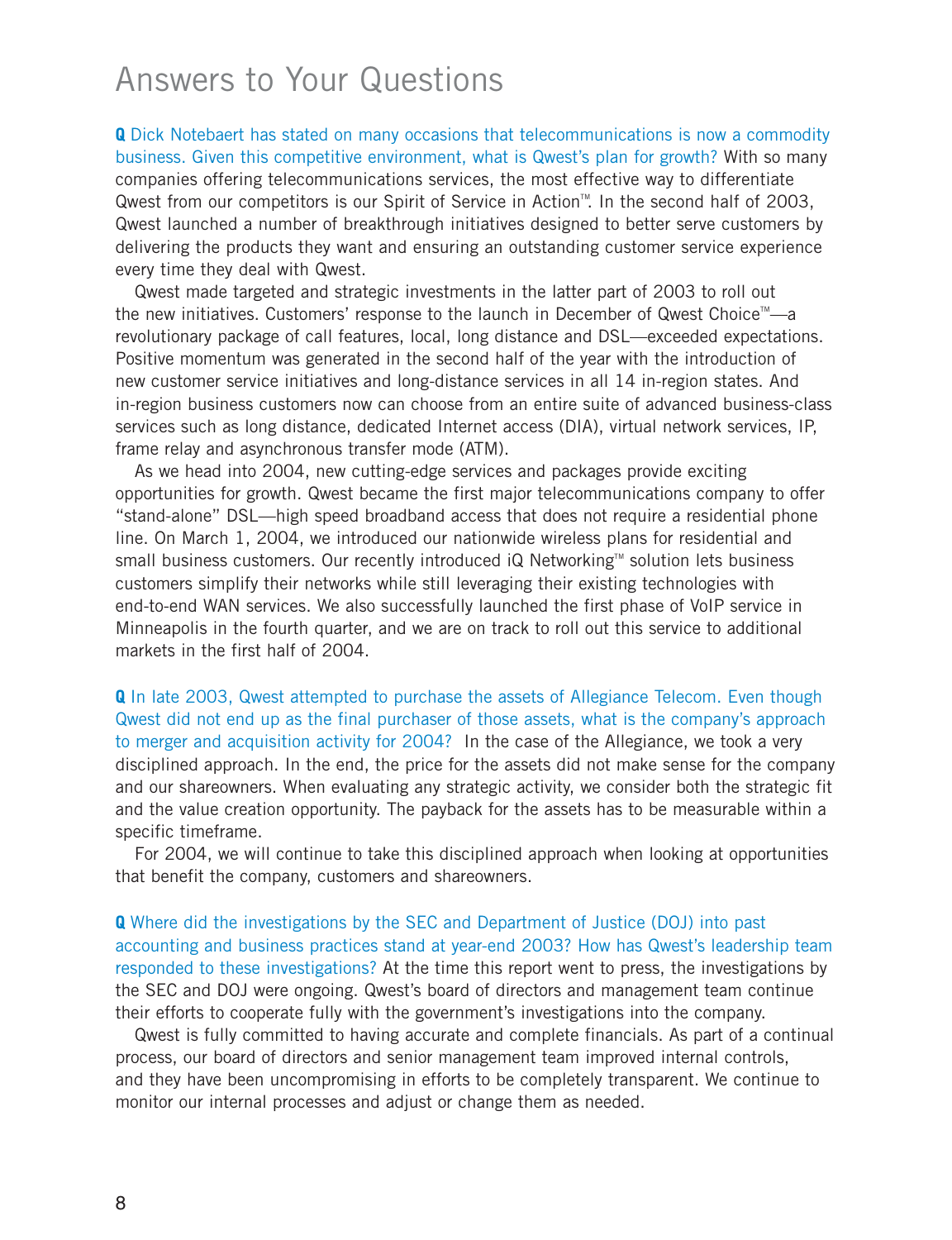# Answers to Your Questions

**Q** Dick Notebaert has stated on many occasions that telecommunications is now a commodity business. Given this competitive environment, what is Qwest's plan for growth? With so many companies offering telecommunications services, the most effective way to differentiate Qwest from our competitors is our Spirit of Service in Action™. In the second half of 2003, Qwest launched a number of breakthrough initiatives designed to better serve customers by delivering the products they want and ensuring an outstanding customer service experience every time they deal with Qwest.

Qwest made targeted and strategic investments in the latter part of 2003 to roll out the new initiatives. Customers' response to the launch in December of Qwest Choice™—a revolutionary package of call features, local, long distance and DSL—exceeded expectations. Positive momentum was generated in the second half of the year with the introduction of new customer service initiatives and long-distance services in all 14 in-region states. And in-region business customers now can choose from an entire suite of advanced business-class services such as long distance, dedicated Internet access (DIA), virtual network services, IP, frame relay and asynchronous transfer mode (ATM).

As we head into 2004, new cutting-edge services and packages provide exciting opportunities for growth. Qwest became the first major telecommunications company to offer "stand-alone" DSL—high speed broadband access that does not require a residential phone line. On March 1, 2004, we introduced our nationwide wireless plans for residential and small business customers. Our recently introduced iQ Networking™ solution lets business customers simplify their networks while still leveraging their existing technologies with end-to-end WAN services. We also successfully launched the first phase of VoIP service in Minneapolis in the fourth quarter, and we are on track to roll out this service to additional markets in the first half of 2004.

**Q** In late 2003, Qwest attempted to purchase the assets of Allegiance Telecom. Even though Qwest did not end up as the final purchaser of those assets, what is the company's approach to merger and acquisition activity for 2004? In the case of the Allegiance, we took a very disciplined approach. In the end, the price for the assets did not make sense for the company and our shareowners. When evaluating any strategic activity, we consider both the strategic fit and the value creation opportunity. The payback for the assets has to be measurable within a specific timeframe.

For 2004, we will continue to take this disciplined approach when looking at opportunities that benefit the company, customers and shareowners.

**Q** Where did the investigations by the SEC and Department of Justice (DOJ) into past accounting and business practices stand at year-end 2003? How has Qwest's leadership team responded to these investigations? At the time this report went to press, the investigations by the SEC and DOJ were ongoing. Qwest's board of directors and management team continue their efforts to cooperate fully with the government's investigations into the company.

Qwest is fully committed to having accurate and complete financials. As part of a continual process, our board of directors and senior management team improved internal controls, and they have been uncompromising in efforts to be completely transparent. We continue to monitor our internal processes and adjust or change them as needed.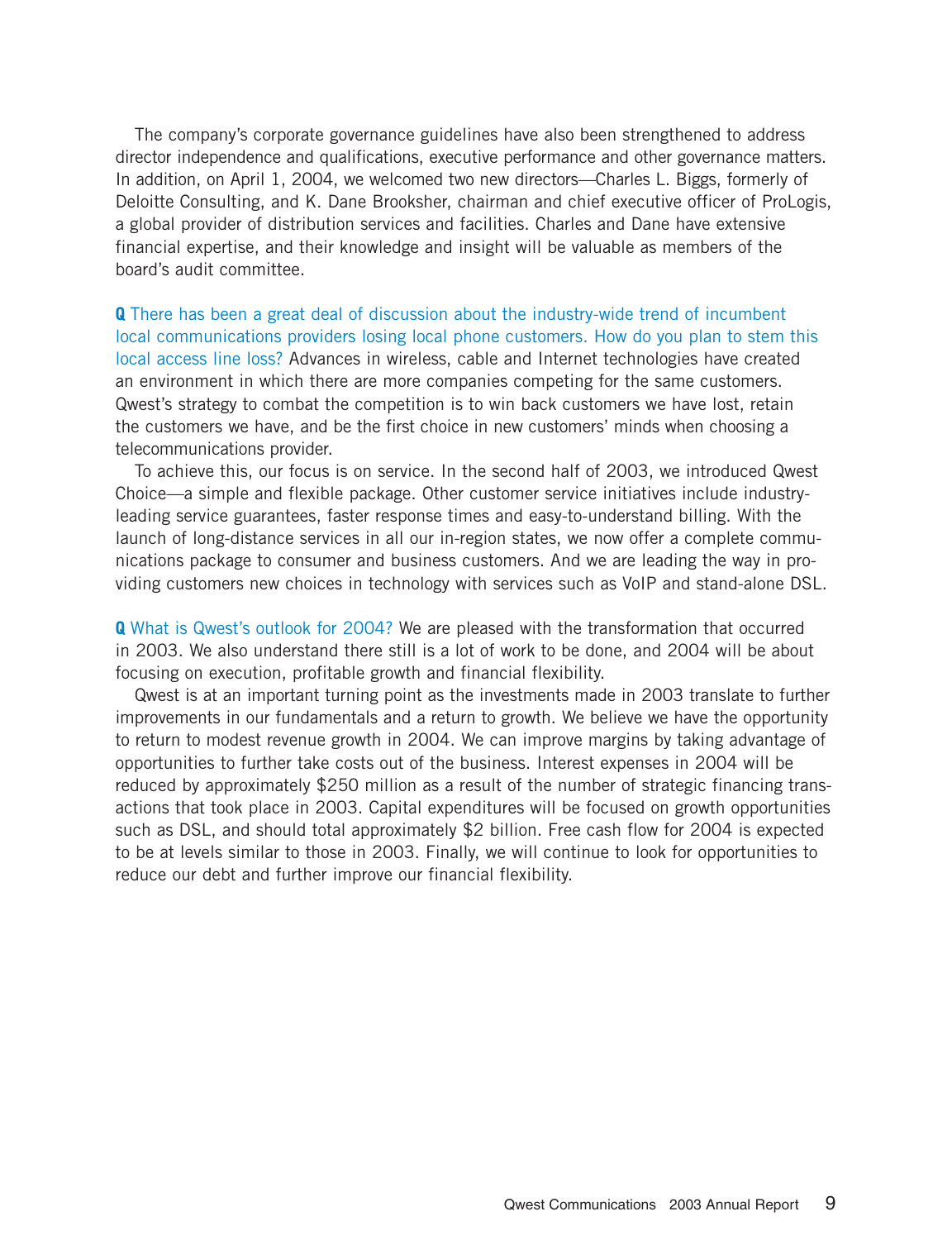The company's corporate governance guidelines have also been strengthened to address director independence and qualifications, executive performance and other governance matters. In addition, on April 1, 2004, we welcomed two new directors—Charles L. Biggs, formerly of Deloitte Consulting, and K. Dane Brooksher, chairman and chief executive officer of ProLogis, a global provider of distribution services and facilities. Charles and Dane have extensive financial expertise, and their knowledge and insight will be valuable as members of the board's audit committee.

**Q** There has been a great deal of discussion about the industry-wide trend of incumbent local communications providers losing local phone customers. How do you plan to stem this local access line loss? Advances in wireless, cable and Internet technologies have created an environment in which there are more companies competing for the same customers. Qwest's strategy to combat the competition is to win back customers we have lost, retain the customers we have, and be the first choice in new customers' minds when choosing a telecommunications provider.

To achieve this, our focus is on service. In the second half of 2003, we introduced Qwest Choice—a simple and flexible package. Other customer service initiatives include industry-leading service guarantees, faster response times and easy-to-understand billing. With the launch of long-distance services in all our in-region states, we now offer a complete communications package to consumer and business customers. And we are leading the way in providing customers new choices in technology with services such as VoIP and stand-alone DSL.

**Q** What is Qwest's outlook for 2004? We are pleased with the transformation that occurred in 2003. We also understand there still is a lot of work to be done, and 2004 will be about focusing on execution, profitable growth and financial flexibility.

Qwest is at an important turning point as the investments made in 2003 translate to further improvements in our fundamentals and a return to growth. We believe we have the opportunity to return to modest revenue growth in 2004. We can improve margins by taking advantage of opportunities to further take costs out of the business. Interest expenses in 2004 will be reduced by approximately $250 million as a result of the number of strategic financing transactions that took place in 2003. Capital expenditures will be focused on growth opportunities such as DSL, and should total approximately $2 billion. Free cash flow for 2004 is expected to be at levels similar to those in 2003. Finally, we will continue to look for opportunities to reduce our debt and further improve our financial flexibility.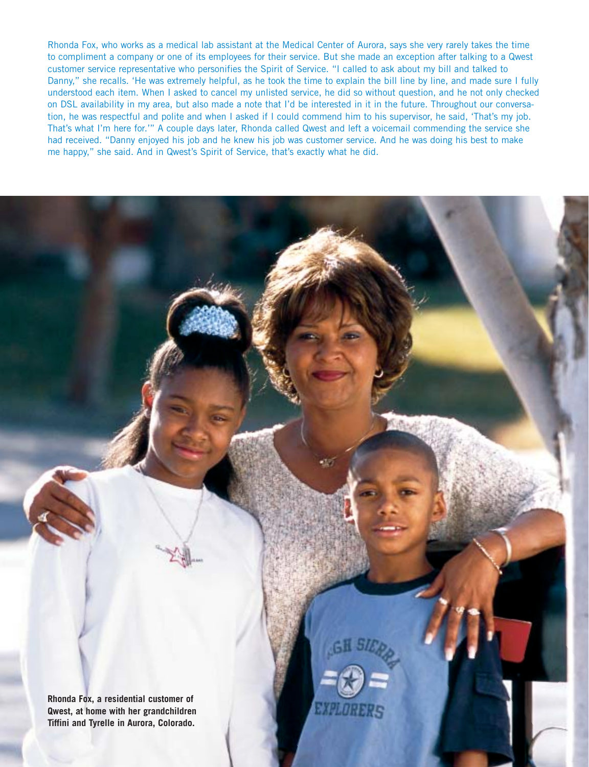Rhonda Fox, who works as a medical lab assistant at the Medical Center of Aurora, says she very rarely takes the time to compliment a company or one of its employees for their service. But she made an exception after talking to a Qwest customer service representative who personifies the Spirit of Service. "I called to ask about my bill and talked to Danny," she recalls. 'He was extremely helpful, as he took the time to explain the bill line by line, and made sure I fully understood each item. When I asked to cancel my unlisted service, he did so without question, and he not only checked on DSL availability in my area, but also made a note that I'd be interested in it in the future. Throughout our conversation, he was respectful and polite and when I asked if I could commend him to his supervisor, he said, 'That's my job. That's what I'm here for.'" A couple days later, Rhonda called Qwest and left a voicemail commending the service she had received. "Danny enjoyed his job and he knew his job was customer service. And he was doing his best to make me happy," she said. And in Qwest's Spirit of Service, that's exactly what he did.

**Rhonda Fox, a residential customer of Qwest, at home with her grandchildren Tiffini and Tyrelle in Aurora, Colorado.**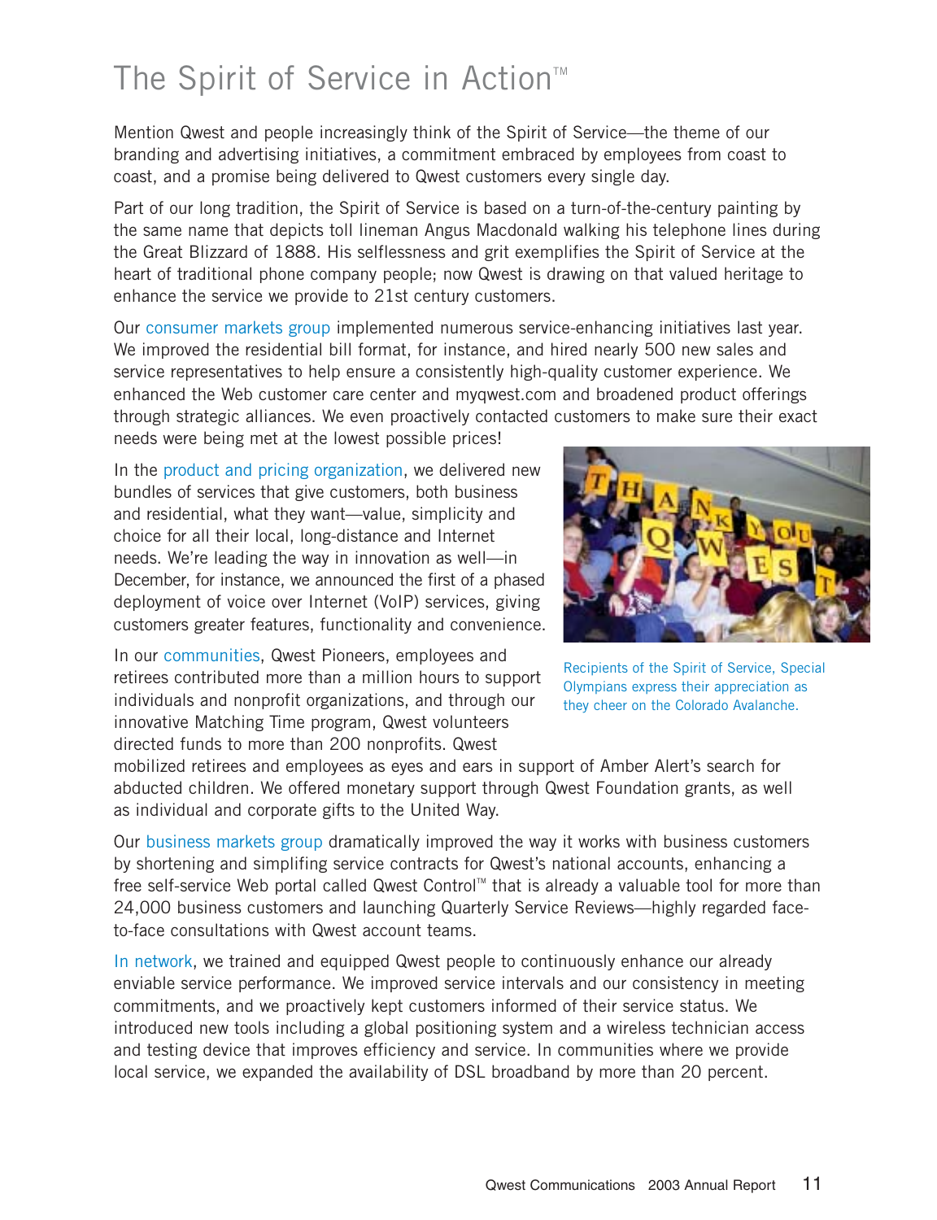# The Spirit of Service in Action™

Mention Qwest and people increasingly think of the Spirit of Service—the theme of our branding and advertising initiatives, a commitment embraced by employees from coast to coast, and a promise being delivered to Qwest customers every single day.

Part of our long tradition, the Spirit of Service is based on a turn-of-the-century painting by the same name that depicts toll lineman Angus Macdonald walking his telephone lines during the Great Blizzard of 1888. His selflessness and grit exemplifies the Spirit of Service at the heart of traditional phone company people; now Qwest is drawing on that valued heritage to enhance the service we provide to 21st century customers.

Our consumer markets group implemented numerous service-enhancing initiatives last year. We improved the residential bill format, for instance, and hired nearly 500 new sales and service representatives to help ensure a consistently high-quality customer experience. We enhanced the Web customer care center and myqwest.com and broadened product offerings through strategic alliances. We even proactively contacted customers to make sure their exact needs were being met at the lowest possible prices!

In the product and pricing organization, we delivered new bundles of services that give customers, both business and residential, what they want—value, simplicity and choice for all their local, long-distance and Internet needs. We're leading the way in innovation as well—in December, for instance, we announced the first of a phased deployment of voice over Internet (VoIP) services, giving customers greater features, functionality and convenience.

Recipients of the Spirit of Service, Special Olympians express their appreciation as they cheer on the Colorado Avalanche.

In our communities, Qwest Pioneers, employees and retirees contributed more than a million hours to support individuals and nonprofit organizations, and through our innovative Matching Time program, Qwest volunteers directed funds to more than 200 nonprofits. Qwest mobilized retirees and employees as eyes and ears in support of Amber Alert's search for abducted children. We offered monetary support through Qwest Foundation grants, as well as individual and corporate gifts to the United Way.

Our business markets group dramatically improved the way it works with business customers by shortening and simplifing service contracts for Qwest's national accounts, enhancing a free self-service Web portal called Qwest Control™ that is already a valuable tool for more than 24,000 business customers and launching Quarterly Service Reviews—highly regarded face-to-face consultations with Qwest account teams.

In network, we trained and equipped Qwest people to continuously enhance our already enviable service performance. We improved service intervals and our consistency in meeting commitments, and we proactively kept customers informed of their service status. We introduced new tools including a global positioning system and a wireless technician access and testing device that improves efficiency and service. In communities where we provide local service, we expanded the availability of DSL broadband by more than 20 percent.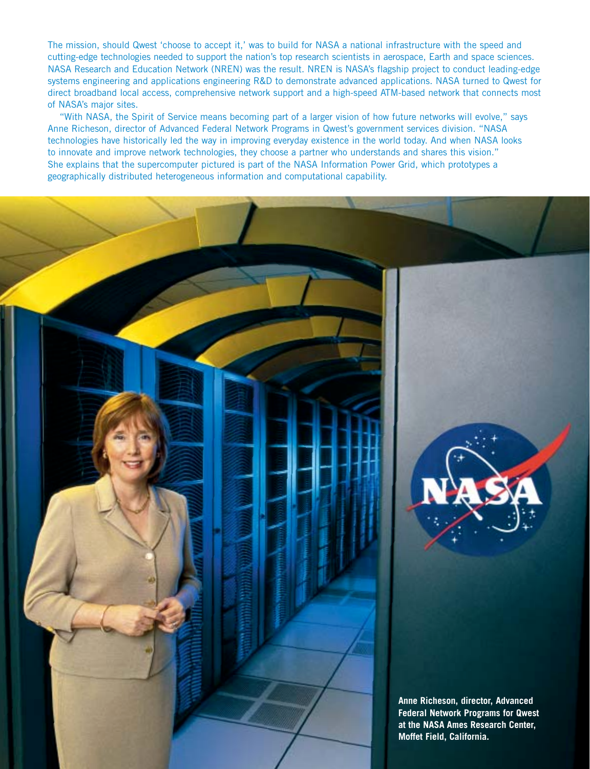The mission, should Qwest 'choose to accept it,' was to build for NASA a national infrastructure with the speed and cutting-edge technologies needed to support the nation's top research scientists in aerospace, Earth and space sciences. NASA Research and Education Network (NREN) was the result. NREN is NASA's flagship project to conduct leading-edge systems engineering and applications engineering R&D to demonstrate advanced applications. NASA turned to Qwest for direct broadband local access, comprehensive network support and a high-speed ATM-based network that connects most of NASA's major sites.

"With NASA, the Spirit of Service means becoming part of a larger vision of how future networks will evolve," says Anne Richeson, director of Advanced Federal Network Programs in Qwest's government services division. "NASA technologies have historically led the way in improving everyday existence in the world today. And when NASA looks to innovate and improve network technologies, they choose a partner who understands and shares this vision." She explains that the supercomputer pictured is part of the NASA Information Power Grid, which prototypes a geographically distributed heterogeneous information and computational capability.

**Anne Richeson, director, Advanced Federal Network Programs for Qwest at the NASA Ames Research Center, Moffet Field, California.**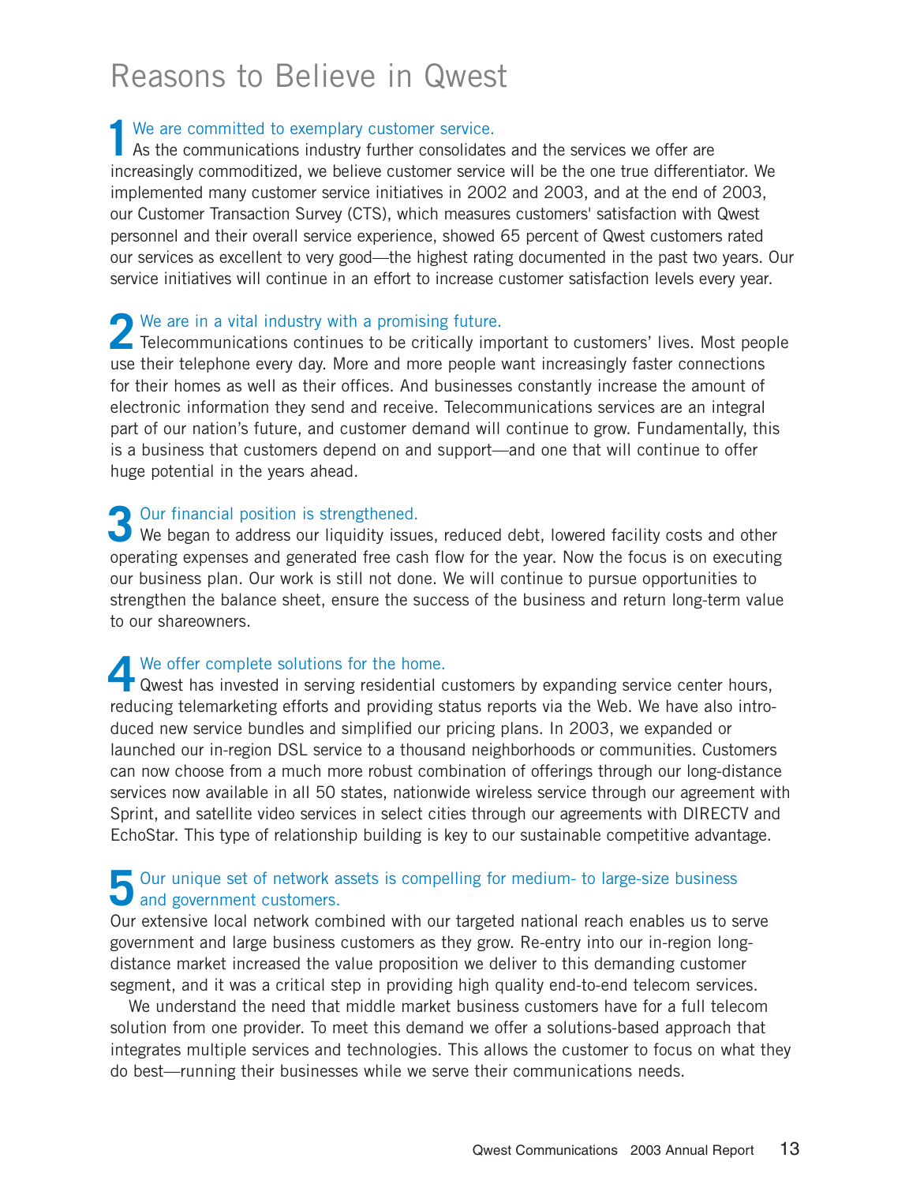# Reasons to Believe in Qwest

## 1 We are committed to exemplary customer service.

As the communications industry further consolidates and the services we offer are increasingly commoditized, we believe customer service will be the one true differentiator. We implemented many customer service initiatives in 2002 and 2003, and at the end of 2003, our Customer Transaction Survey (CTS), which measures customers' satisfaction with Qwest personnel and their overall service experience, showed 65 percent of Qwest customers rated our services as excellent to very good—the highest rating documented in the past two years. Our service initiatives will continue in an effort to increase customer satisfaction levels every year.

## 2 We are in a vital industry with a promising future.

Telecommunications continues to be critically important to customers' lives. Most people use their telephone every day. More and more people want increasingly faster connections for their homes as well as their offices. And businesses constantly increase the amount of electronic information they send and receive. Telecommunications services are an integral part of our nation's future, and customer demand will continue to grow. Fundamentally, this is a business that customers depend on and support—and one that will continue to offer huge potential in the years ahead.

## 3 Our financial position is strengthened.

We began to address our liquidity issues, reduced debt, lowered facility costs and other operating expenses and generated free cash flow for the year. Now the focus is on executing our business plan. Our work is still not done. We will continue to pursue opportunities to strengthen the balance sheet, ensure the success of the business and return long-term value to our shareowners.

## 4 We offer complete solutions for the home.

Qwest has invested in serving residential customers by expanding service center hours, reducing telemarketing efforts and providing status reports via the Web. We have also introduced new service bundles and simplified our pricing plans. In 2003, we expanded or launched our in-region DSL service to a thousand neighborhoods or communities. Customers can now choose from a much more robust combination of offerings through our long-distance services now available in all 50 states, nationwide wireless service through our agreement with Sprint, and satellite video services in select cities through our agreements with DIRECTV and EchoStar. This type of relationship building is key to our sustainable competitive advantage.

## 5 Our unique set of network assets is compelling for medium- to large-size business and government customers.

Our extensive local network combined with our targeted national reach enables us to serve government and large business customers as they grow. Re-entry into our in-region long-distance market increased the value proposition we deliver to this demanding customer segment, and it was a critical step in providing high quality end-to-end telecom services.

We understand the need that middle market business customers have for a full telecom solution from one provider. To meet this demand we offer a solutions-based approach that integrates multiple services and technologies. This allows the customer to focus on what they do best—running their businesses while we serve their communications needs.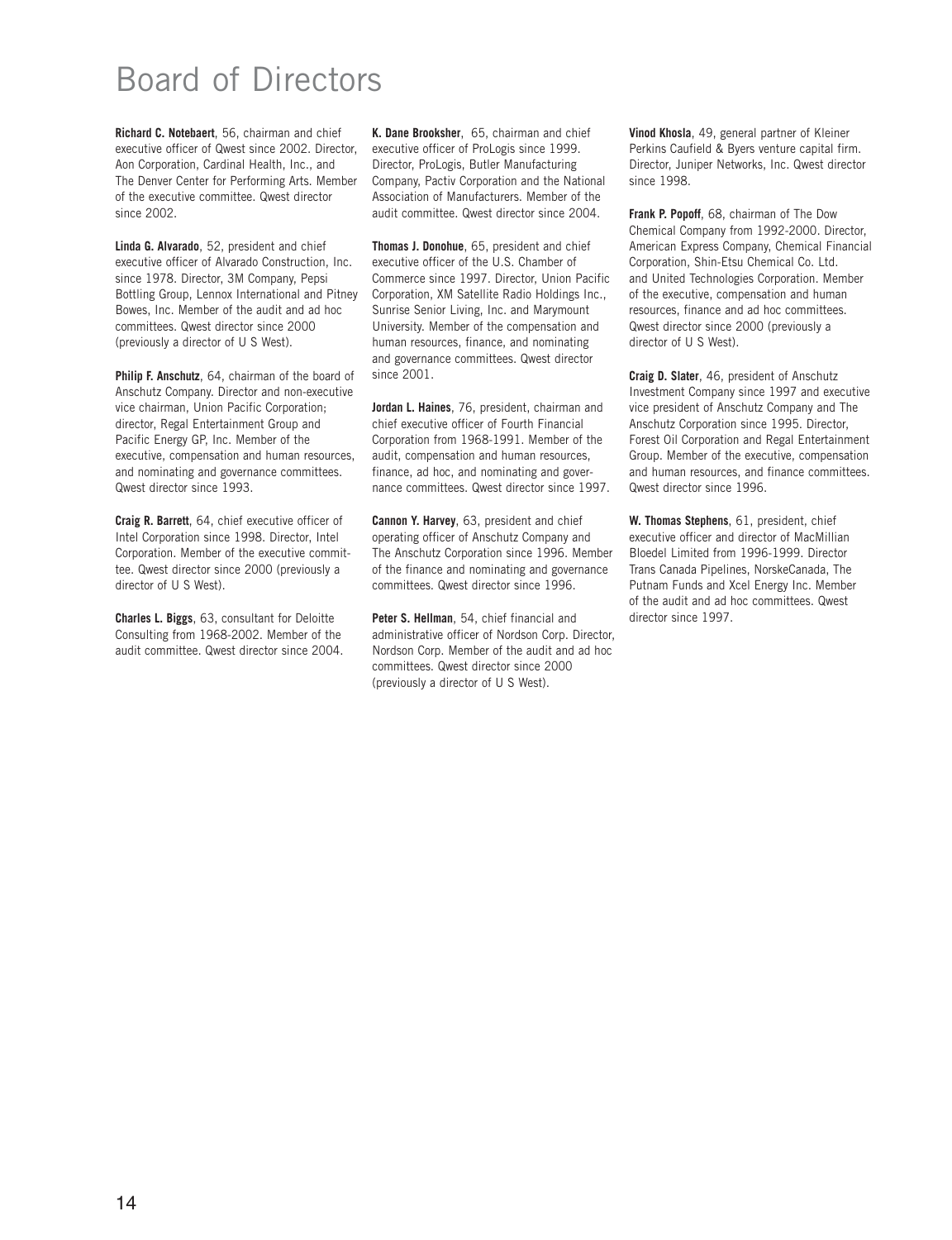# Board of Directors

**Richard C. Notebaert**, 56, chairman and chief executive officer of Qwest since 2002. Director, Aon Corporation, Cardinal Health, Inc., and The Denver Center for Performing Arts. Member of the executive committee. Qwest director since 2002.

**Linda G. Alvarado**, 52, president and chief executive officer of Alvarado Construction, Inc. since 1978. Director, 3M Company, Pepsi Bottling Group, Lennox International and Pitney Bowes, Inc. Member of the audit and ad hoc committees. Qwest director since 2000 (previously a director of U S West).

**Philip F. Anschutz**, 64, chairman of the board of Anschutz Company. Director and non-executive vice chairman, Union Pacific Corporation; director, Regal Entertainment Group and Pacific Energy GP, Inc. Member of the executive, compensation and human resources, and nominating and governance committees. Qwest director since 1993.

**Craig R. Barrett**, 64, chief executive officer of Intel Corporation since 1998. Director, Intel Corporation. Member of the executive committee. Qwest director since 2000 (previously a director of U S West).

**Charles L. Biggs**, 63, consultant for Deloitte Consulting from 1968-2002. Member of the audit committee. Qwest director since 2004.

**K. Dane Brooksher**, 65, chairman and chief executive officer of ProLogis since 1999. Director, ProLogis, Butler Manufacturing Company, Pactiv Corporation and the National Association of Manufacturers. Member of the audit committee. Qwest director since 2004.

**Thomas J. Donohue**, 65, president and chief executive officer of the U.S. Chamber of Commerce since 1997. Director, Union Pacific Corporation, XM Satellite Radio Holdings Inc., Sunrise Senior Living, Inc. and Marymount University. Member of the compensation and human resources, finance, and nominating and governance committees. Qwest director since 2001.

**Jordan L. Haines**, 76, president, chairman and chief executive officer of Fourth Financial Corporation from 1968-1991. Member of the audit, compensation and human resources, finance, ad hoc, and nominating and governance committees. Qwest director since 1997.

**Cannon Y. Harvey**, 63, president and chief operating officer of Anschutz Company and The Anschutz Corporation since 1996. Member of the finance and nominating and governance committees. Qwest director since 1996.

**Peter S. Hellman**, 54, chief financial and administrative officer of Nordson Corp. Director, Nordson Corp. Member of the audit and ad hoc committees. Qwest director since 2000 (previously a director of U S West).

**Vinod Khosla**, 49, general partner of Kleiner Perkins Caufield & Byers venture capital firm. Director, Juniper Networks, Inc. Qwest director since 1998.

**Frank P. Popoff**, 68, chairman of The Dow Chemical Company from 1992-2000. Director, American Express Company, Chemical Financial Corporation, Shin-Etsu Chemical Co. Ltd. and United Technologies Corporation. Member of the executive, compensation and human resources, finance and ad hoc committees. Qwest director since 2000 (previously a director of U S West).

**Craig D. Slater**, 46, president of Anschutz Investment Company since 1997 and executive vice president of Anschutz Company and The Anschutz Corporation since 1995. Director, Forest Oil Corporation and Regal Entertainment Group. Member of the executive, compensation and human resources, and finance committees. Qwest director since 1996.

**W. Thomas Stephens**, 61, president, chief executive officer and director of MacMillian Bloedel Limited from 1996-1999. Director Trans Canada Pipelines, NorskeCanada, The Putnam Funds and Xcel Energy Inc. Member of the audit and ad hoc committees. Qwest director since 1997.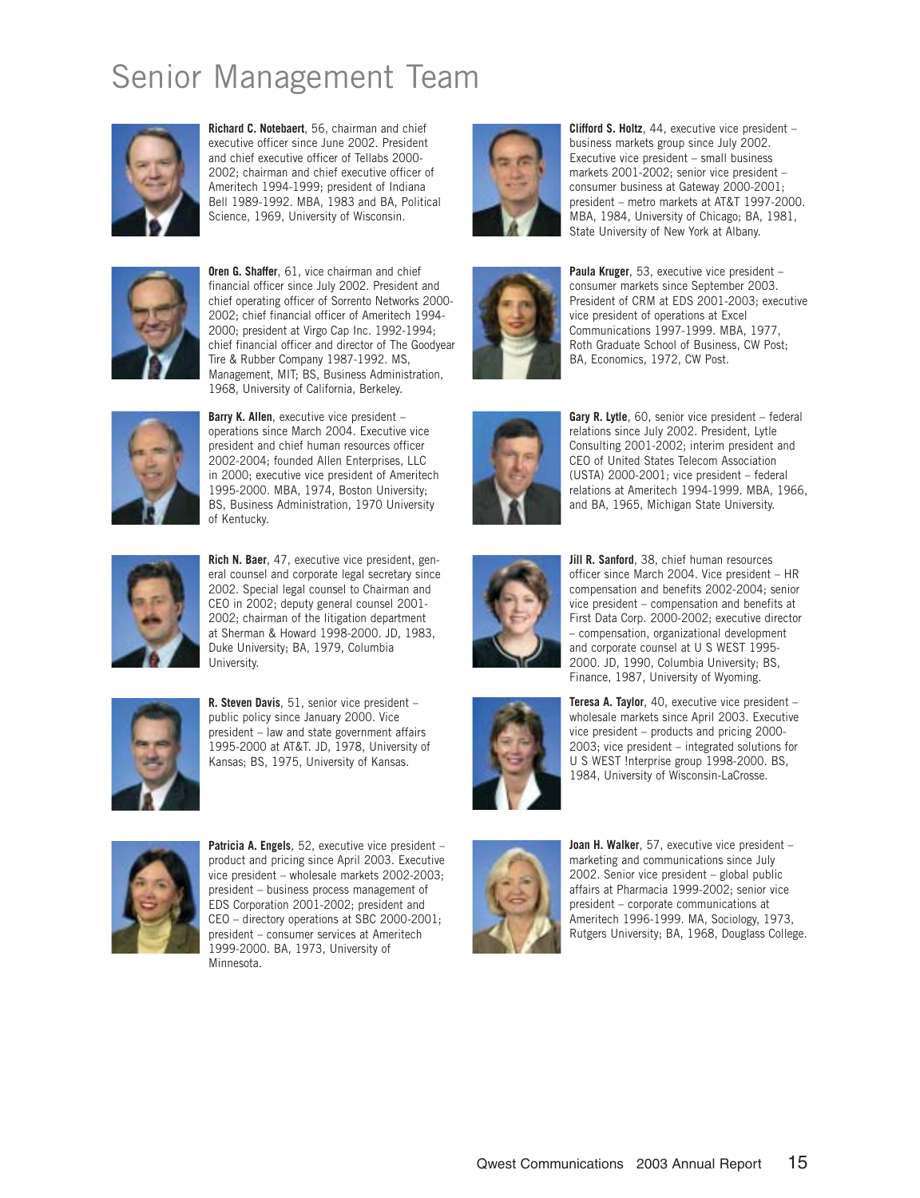# Senior Management Team

**Richard C. Notebaert**, 56, chairman and chief executive officer since June 2002. President and chief executive officer of Tellabs 2000-2002; chairman and chief executive officer of Ameritech 1994-1999; president of Indiana Bell 1989-1992. MBA, 1983 and BA, Political Science, 1969, University of Wisconsin.

**Oren G. Shaffer**, 61, vice chairman and chief financial officer since July 2002. President and chief operating officer of Sorrento Networks 2000-2002; chief financial officer of Ameritech 1994-2000; president at Virgo Cap Inc. 1992-1994; chief financial officer and director of The Goodyear Tire & Rubber Company 1987-1992. MS, Management, MIT; BS, Business Administration, 1968, University of California, Berkeley.

**Barry K. Allen**, executive vice president – operations since March 2004. Executive vice president and chief human resources officer 2002-2004; founded Allen Enterprises, LLC in 2000; executive vice president of Ameritech 1995-2000. MBA, 1974, Boston University; BS, Business Administration, 1970 University of Kentucky.

**Rich N. Baer**, 47, executive vice president, general counsel and corporate legal secretary since 2002. Special legal counsel to Chairman and CEO in 2002; deputy general counsel 2001-2002; chairman of the litigation department at Sherman & Howard 1998-2000. JD, 1983, Duke University; BA, 1979, Columbia University.

**R. Steven Davis**, 51, senior vice president – public policy since January 2000. Vice president – law and state government affairs 1995-2000 at AT&T. JD, 1978, University of Kansas; BS, 1975, University of Kansas.

**Patricia A. Engels**, 52, executive vice president – product and pricing since April 2003. Executive vice president – wholesale markets 2002-2003; president – business process management of EDS Corporation 2001-2002; president and CEO – directory operations at SBC 2000-2001; president – consumer services at Ameritech 1999-2000. BA, 1973, University of Minnesota.

**Clifford S. Holtz**, 44, executive vice president – business markets group since July 2002. Executive vice president – small business markets 2001-2002; senior vice president – consumer business at Gateway 2000-2001; president – metro markets at AT&T 1997-2000. MBA, 1984, University of Chicago; BA, 1981, State University of New York at Albany.

**Paula Kruger**, 53, executive vice president – consumer markets since September 2003. President of CRM at EDS 2001-2003; executive vice president of operations at Excel Communications 1997-1999. MBA, 1977, Roth Graduate School of Business, CW Post; BA, Economics, 1972, CW Post.

**Gary R. Lytle**, 60, senior vice president – federal relations since July 2002. President, Lytle Consulting 2001-2002; interim president and CEO of United States Telecom Association (USTA) 2000-2001; vice president – federal relations at Ameritech 1994-1999. MBA, 1966, and BA, 1965, Michigan State University.

**Jill R. Sanford**, 38, chief human resources officer since March 2004. Vice president – HR compensation and benefits 2002-2004; senior vice president – compensation and benefits at First Data Corp. 2000-2002; executive director – compensation, organizational development and corporate counsel at U S WEST 1995-2000. JD, 1990, Columbia University; BS, Finance, 1987, University of Wyoming.

**Teresa A. Taylor**, 40, executive vice president – wholesale markets since April 2003. Executive vice president – products and pricing 2000-2003; vice president – integrated solutions for U S WEST !nterprise group 1998-2000. BS, 1984, University of Wisconsin-LaCrosse.

**Joan H. Walker**, 57, executive vice president – marketing and communications since July 2002. Senior vice president – global public affairs at Pharmacia 1999-2002; senior vice president – corporate communications at Ameritech 1996-1999. MA, Sociology, 1973, Rutgers University; BA, 1968, Douglass College.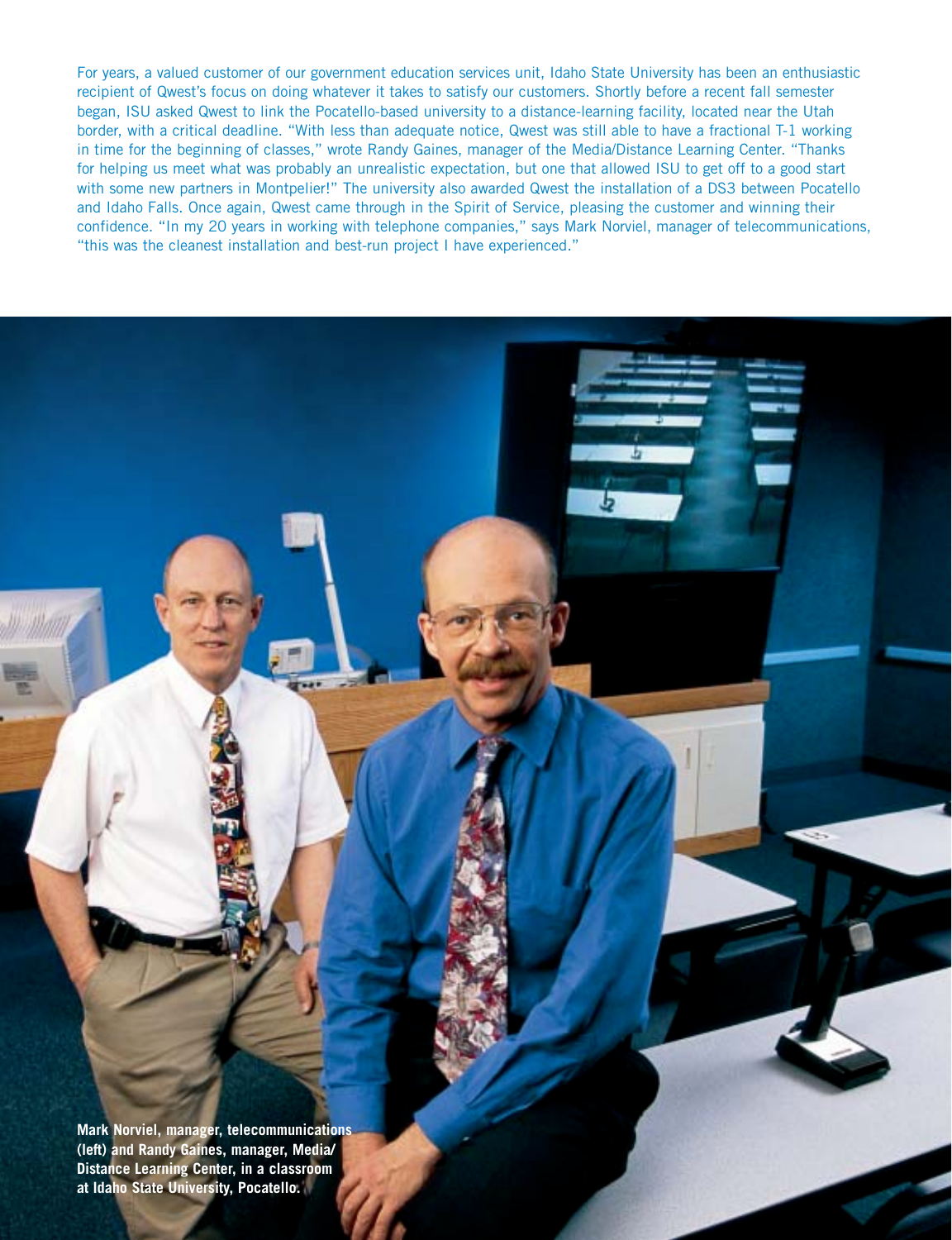For years, a valued customer of our government education services unit, Idaho State University has been an enthusiastic recipient of Qwest's focus on doing whatever it takes to satisfy our customers. Shortly before a recent fall semester began, ISU asked Qwest to link the Pocatello-based university to a distance-learning facility, located near the Utah border, with a critical deadline. "With less than adequate notice, Qwest was still able to have a fractional T-1 working in time for the beginning of classes," wrote Randy Gaines, manager of the Media/Distance Learning Center. "Thanks for helping us meet what was probably an unrealistic expectation, but one that allowed ISU to get off to a good start with some new partners in Montpelier!" The university also awarded Qwest the installation of a DS3 between Pocatello and Idaho Falls. Once again, Qwest came through in the Spirit of Service, pleasing the customer and winning their confidence. "In my 20 years in working with telephone companies," says Mark Norviel, manager of telecommunications, "this was the cleanest installation and best-run project I have experienced."

**Mark Norviel, manager, telecommunications (left) and Randy Gaines, manager, Media/Distance Learning Center, in a classroom at Idaho State University, Pocatello.**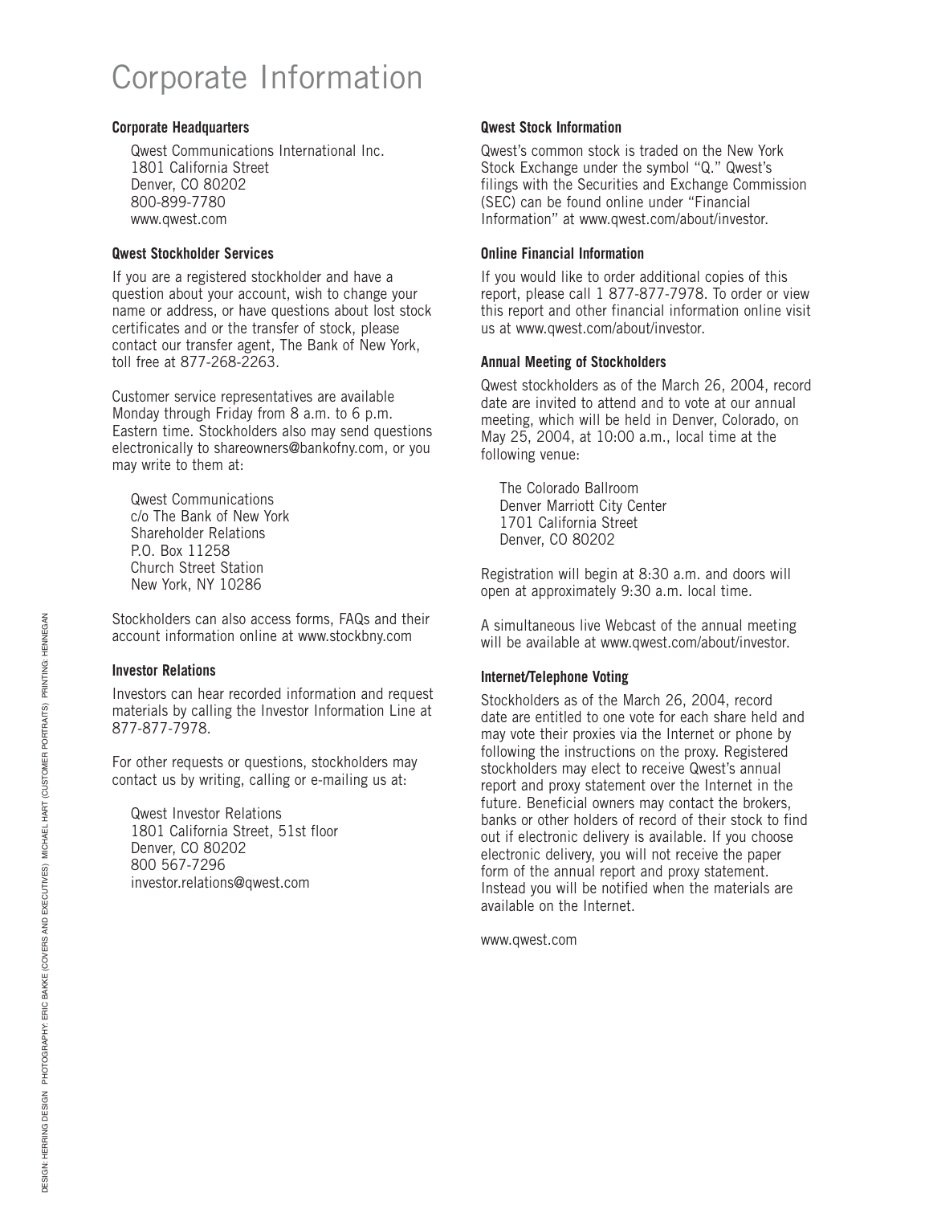# Corporate Information

### Corporate Headquarters

Qwest Communications International Inc.
1801 California Street
Denver, CO 80202
800-899-7780
www.qwest.com

### Qwest Stockholder Services

If you are a registered stockholder and have a question about your account, wish to change your name or address, or have questions about lost stock certificates and or the transfer of stock, please contact our transfer agent, The Bank of New York, toll free at 877-268-2263.

Customer service representatives are available Monday through Friday from 8 a.m. to 6 p.m. Eastern time. Stockholders also may send questions electronically to shareowners@bankofny.com, or you may write to them at:

Qwest Communications
c/o The Bank of New York
Shareholder Relations
P.O. Box 11258
Church Street Station
New York, NY 10286

Stockholders can also access forms, FAQs and their account information online at www.stockbny.com

### Investor Relations

Investors can hear recorded information and request materials by calling the Investor Information Line at 877-877-7978.

For other requests or questions, stockholders may contact us by writing, calling or e-mailing us at:

Qwest Investor Relations
1801 California Street, 51st floor
Denver, CO 80202
800 567-7296
investor.relations@qwest.com

### Qwest Stock Information

Qwest's common stock is traded on the New York Stock Exchange under the symbol "Q." Qwest's filings with the Securities and Exchange Commission (SEC) can be found online under "Financial Information" at www.qwest.com/about/investor.

### Online Financial Information

If you would like to order additional copies of this report, please call 1 877-877-7978. To order or view this report and other financial information online visit us at www.qwest.com/about/investor.

### Annual Meeting of Stockholders

Qwest stockholders as of the March 26, 2004, record date are invited to attend and to vote at our annual meeting, which will be held in Denver, Colorado, on May 25, 2004, at 10:00 a.m., local time at the following venue:

The Colorado Ballroom
Denver Marriott City Center
1701 California Street
Denver, CO 80202

Registration will begin at 8:30 a.m. and doors will open at approximately 9:30 a.m. local time.

A simultaneous live Webcast of the annual meeting will be available at www.qwest.com/about/investor.

### Internet/Telephone Voting

Stockholders as of the March 26, 2004, record date are entitled to one vote for each share held and may vote their proxies via the Internet or phone by following the instructions on the proxy. Registered stockholders may elect to receive Qwest's annual report and proxy statement over the Internet in the future. Beneficial owners may contact the brokers, banks or other holders of record of their stock to find out if electronic delivery is available. If you choose electronic delivery, you will not receive the paper form of the annual report and proxy statement. Instead you will be notified when the materials are available on the Internet.

www.qwest.com

DESIGN: HERRING DESIGN PHOTOGRAPHY: ERIC BAKKE (COVERS AND EXECUTIVES) MICHAEL HART (CUSTOMER PORTRAITS) PRINTING: HENNEGAN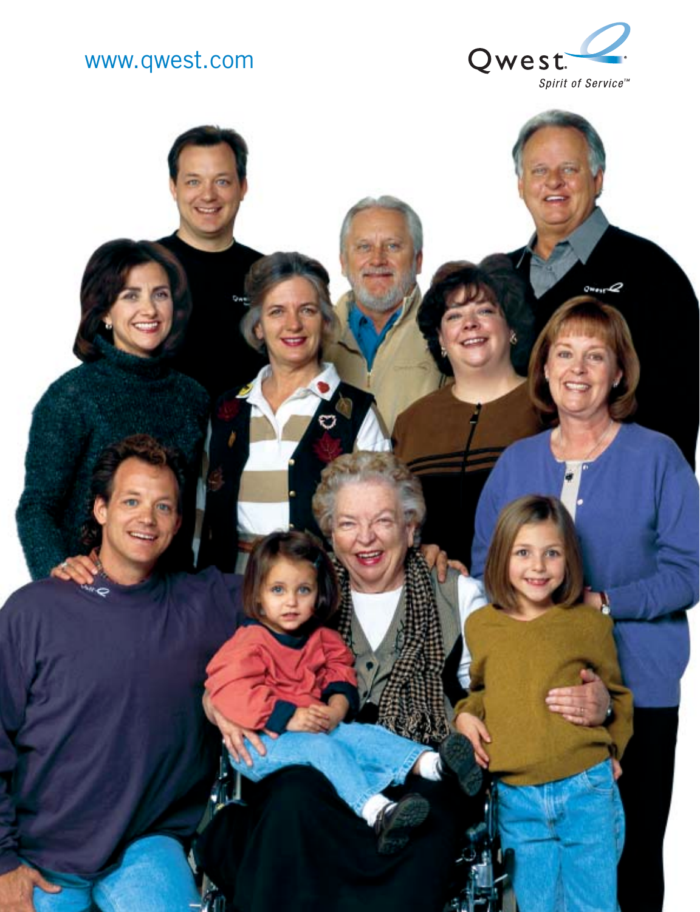www.qwest.com

Qwest.

*Spirit of Service™*